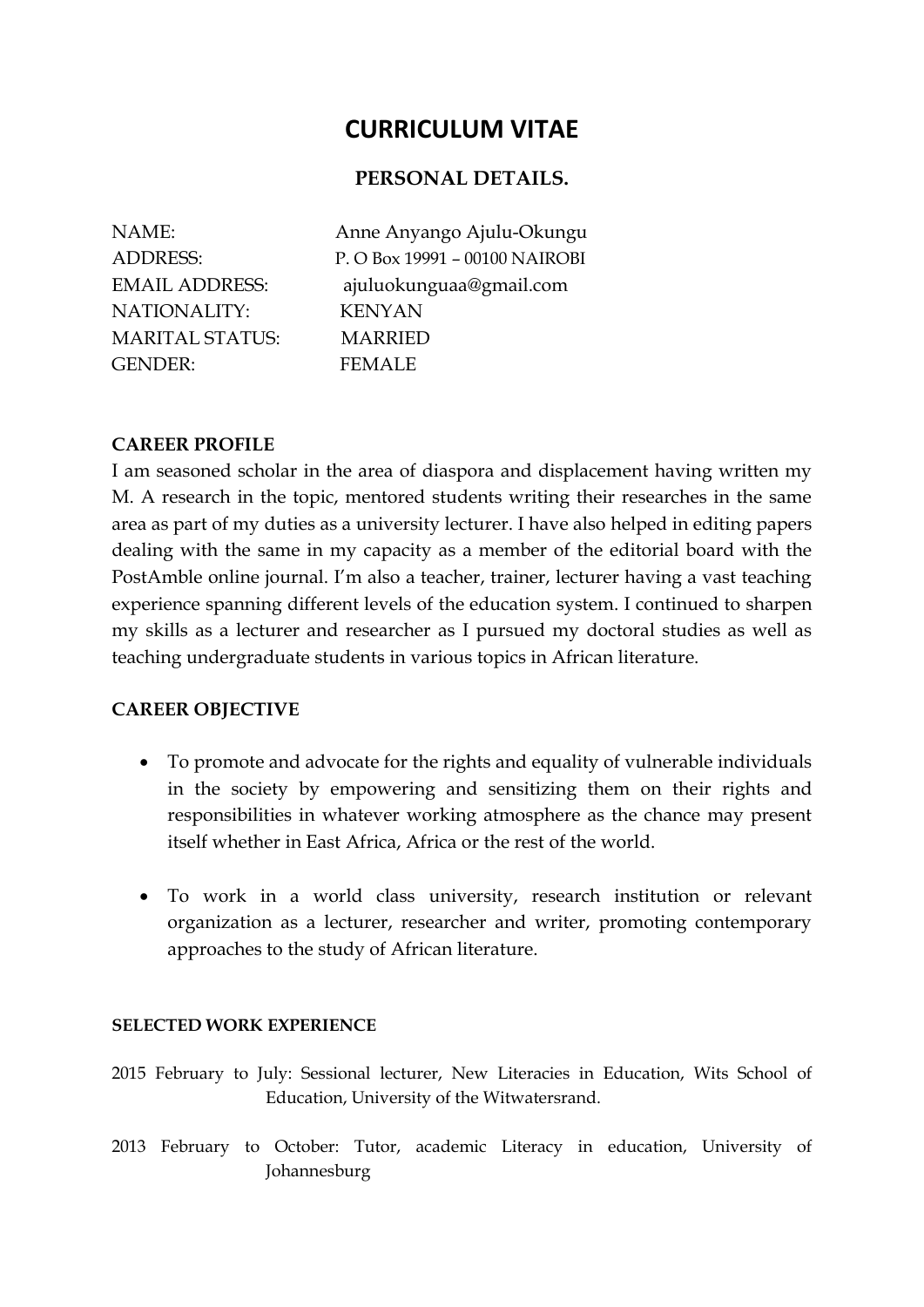# CURRICULUM VITAE

## PERSONAL DETAILS.

NAME: Anne Anyango Ajulu-Okungu
ADDRESS: P. O Box 19991 – 00100 NAIROBI
EMAIL ADDRESS: ajuluokunguaa@gmail.com
NATIONALITY: KENYAN
MARITAL STATUS: MARRIED
GENDER: FEMALE

**CAREER PROFILE**

I am seasoned scholar in the area of diaspora and displacement having written my M. A research in the topic, mentored students writing their researches in the same area as part of my duties as a university lecturer. I have also helped in editing papers dealing with the same in my capacity as a member of the editorial board with the PostAmble online journal. I'm also a teacher, trainer, lecturer having a vast teaching experience spanning different levels of the education system. I continued to sharpen my skills as a lecturer and researcher as I pursued my doctoral studies as well as teaching undergraduate students in various topics in African literature.

**CAREER OBJECTIVE**

- To promote and advocate for the rights and equality of vulnerable individuals in the society by empowering and sensitizing them on their rights and responsibilities in whatever working atmosphere as the chance may present itself whether in East Africa, Africa or the rest of the world.
- To work in a world class university, research institution or relevant organization as a lecturer, researcher and writer, promoting contemporary approaches to the study of African literature.

**SELECTED WORK EXPERIENCE**

2015 February to July: Sessional lecturer, New Literacies in Education, Wits School of Education, University of the Witwatersrand.

2013 February to October: Tutor, academic Literacy in education, University of Johannesburg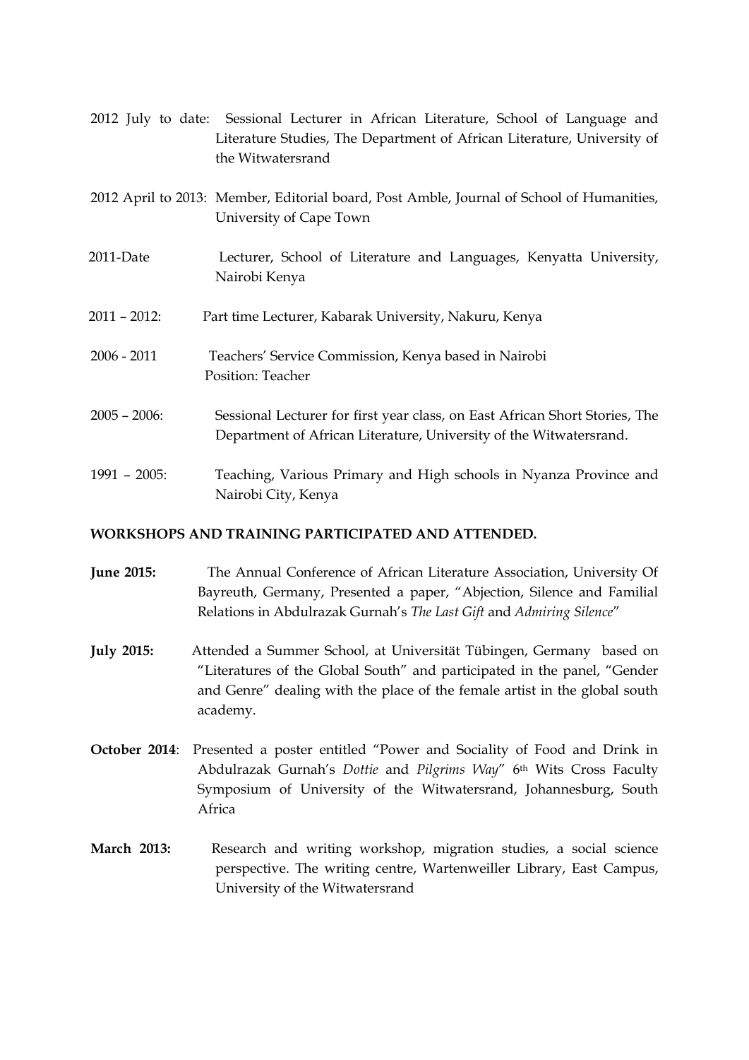2012 July to date: Sessional Lecturer in African Literature, School of Language and Literature Studies, The Department of African Literature, University of the Witwatersrand

2012 April to 2013: Member, Editorial board, Post Amble, Journal of School of Humanities, University of Cape Town

2011-Date Lecturer, School of Literature and Languages, Kenyatta University, Nairobi Kenya

2011 – 2012: Part time Lecturer, Kabarak University, Nakuru, Kenya

2006 - 2011 Teachers' Service Commission, Kenya based in Nairobi
Position: Teacher

2005 – 2006: Sessional Lecturer for first year class, on East African Short Stories, The Department of African Literature, University of the Witwatersrand.

1991 – 2005: Teaching, Various Primary and High schools in Nyanza Province and Nairobi City, Kenya

**WORKSHOPS AND TRAINING PARTICIPATED AND ATTENDED.**

**June 2015:** The Annual Conference of African Literature Association, University Of Bayreuth, Germany, Presented a paper, "Abjection, Silence and Familial Relations in Abdulrazak Gurnah's *The Last Gift* and *Admiring Silence*"

**July 2015:** Attended a Summer School, at Universität Tübingen, Germany based on "Literatures of the Global South" and participated in the panel, "Gender and Genre" dealing with the place of the female artist in the global south academy.

**October 2014**: Presented a poster entitled "Power and Sociality of Food and Drink in Abdulrazak Gurnah's *Dottie* and *Pilgrims Way*" 6th Wits Cross Faculty Symposium of University of the Witwatersrand, Johannesburg, South Africa

**March 2013:** Research and writing workshop, migration studies, a social science perspective. The writing centre, Wartenweiller Library, East Campus, University of the Witwatersrand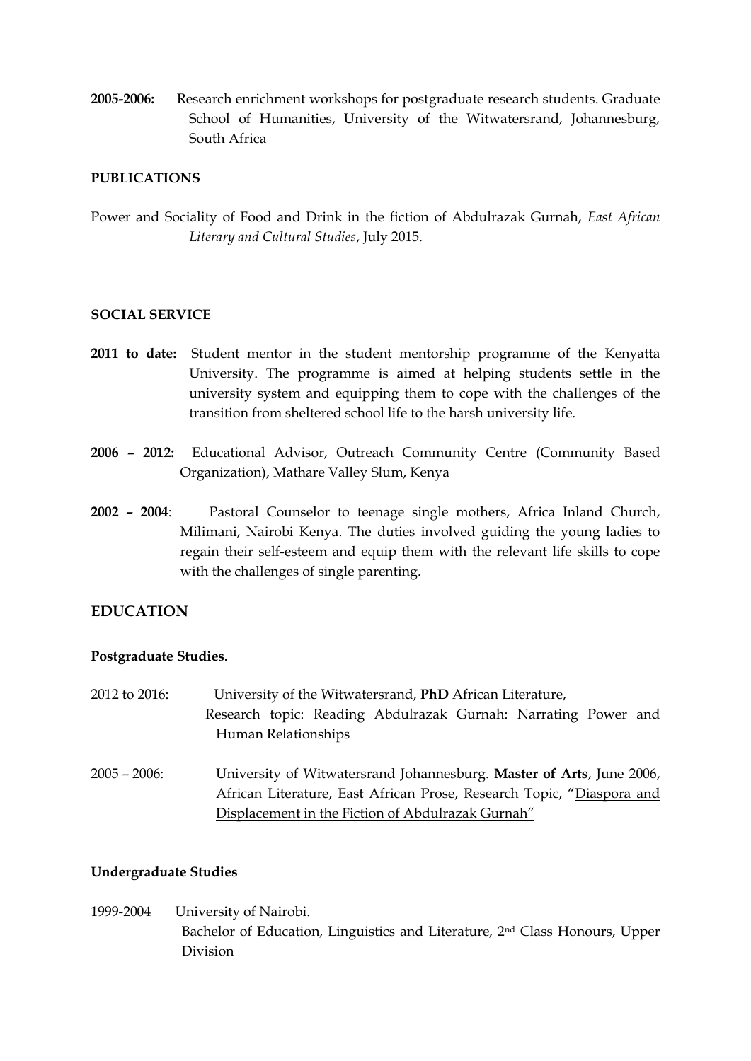**2005-2006:** Research enrichment workshops for postgraduate research students. Graduate School of Humanities, University of the Witwatersrand, Johannesburg, South Africa

**PUBLICATIONS**

Power and Sociality of Food and Drink in the fiction of Abdulrazak Gurnah, *East African Literary and Cultural Studies*, July 2015.

**SOCIAL SERVICE**

**2011 to date:** Student mentor in the student mentorship programme of the Kenyatta University. The programme is aimed at helping students settle in the university system and equipping them to cope with the challenges of the transition from sheltered school life to the harsh university life.

**2006 – 2012:** Educational Advisor, Outreach Community Centre (Community Based Organization), Mathare Valley Slum, Kenya

**2002 – 2004**: Pastoral Counselor to teenage single mothers, Africa Inland Church, Milimani, Nairobi Kenya. The duties involved guiding the young ladies to regain their self-esteem and equip them with the relevant life skills to cope with the challenges of single parenting.

## EDUCATION

**Postgraduate Studies.**

2012 to 2016: University of the Witwatersrand, **PhD** African Literature, Research topic: Reading Abdulrazak Gurnah: Narrating Power and Human Relationships

2005 – 2006: University of Witwatersrand Johannesburg. **Master of Arts**, June 2006, African Literature, East African Prose, Research Topic, "Diaspora and Displacement in the Fiction of Abdulrazak Gurnah"

**Undergraduate Studies**

1999-2004 University of Nairobi.
Bachelor of Education, Linguistics and Literature, 2nd Class Honours, Upper Division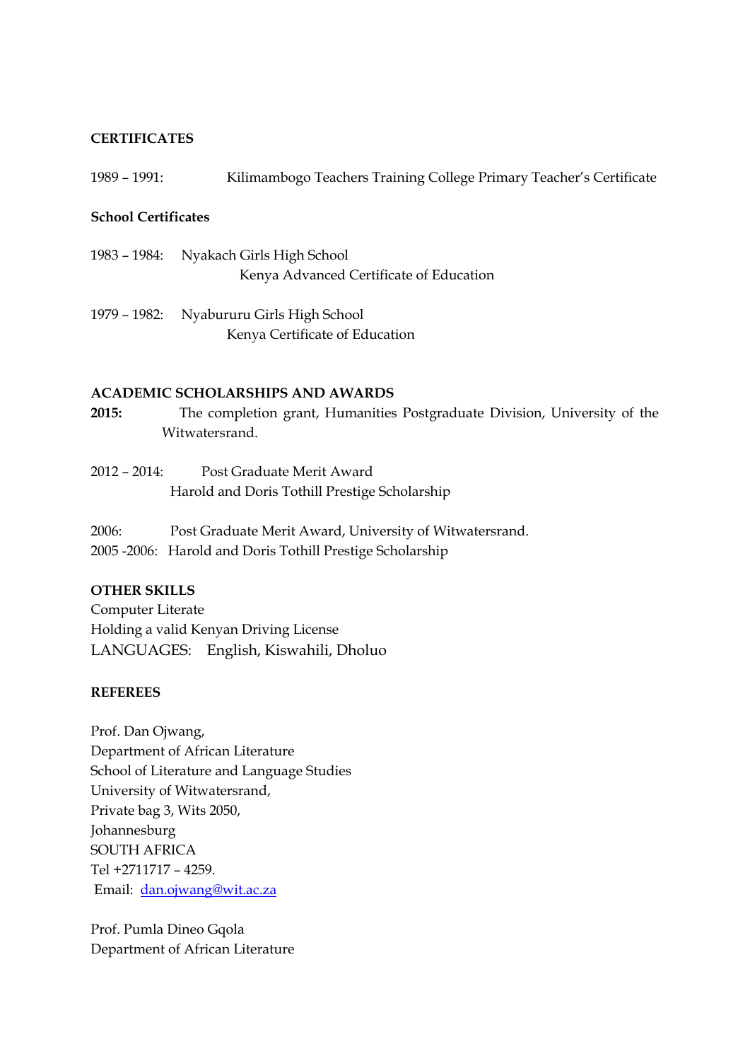**CERTIFICATES**

1989 – 1991: Kilimambogo Teachers Training College Primary Teacher's Certificate

**School Certificates**

1983 – 1984: Nyakach Girls High School
Kenya Advanced Certificate of Education

1979 – 1982: Nyaburudu Girls High School
Kenya Certificate of Education

**ACADEMIC SCHOLARSHIPS AND AWARDS**

**2015:** The completion grant, Humanities Postgraduate Division, University of the Witwatersrand.

2012 – 2014: Post Graduate Merit Award
Harold and Doris Tothill Prestige Scholarship

2006: Post Graduate Merit Award, University of Witwatersrand.
2005 -2006: Harold and Doris Tothill Prestige Scholarship

**OTHER SKILLS**

Computer Literate
Holding a valid Kenyan Driving License
LANGUAGES: English, Kiswahili, Dholuo

**REFEREES**

Prof. Dan Ojwang,
Department of African Literature
School of Literature and Language Studies
University of Witwatersrand,
Private bag 3, Wits 2050,
Johannesburg
SOUTH AFRICA
Tel +2711717 – 4259.
Email: [dan.ojwang@wit.ac.za](mailto:dan.ojwang@wit.ac.za)

Prof. Pumla Dineo Gqola
Department of African Literature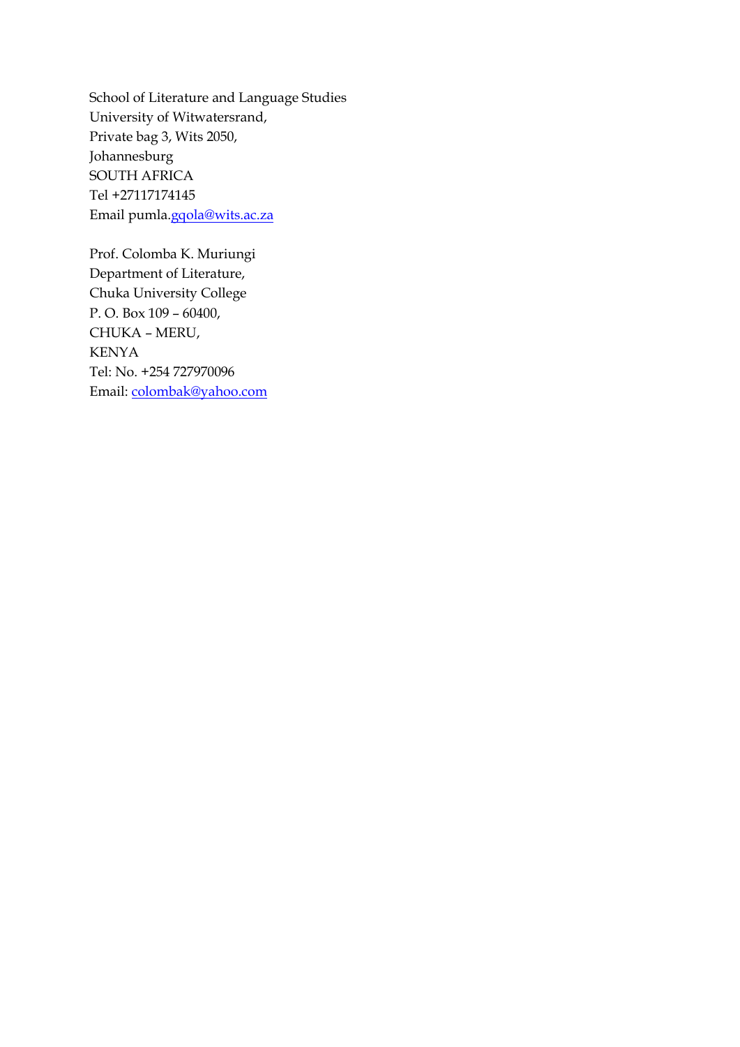School of Literature and Language Studies  
University of Witwatersrand,  
Private bag 3, Wits 2050,  
Johannesburg  
SOUTH AFRICA  
Tel +27117174145  
Email pumla.gqola@wits.ac.za

Prof. Colomba K. Muriungi  
Department of Literature,  
Chuka University College  
P. O. Box 109 – 60400,  
CHUKA – MERU,  
KENYA  
Tel: No. +254 727970096  
Email: colombak@yahoo.com